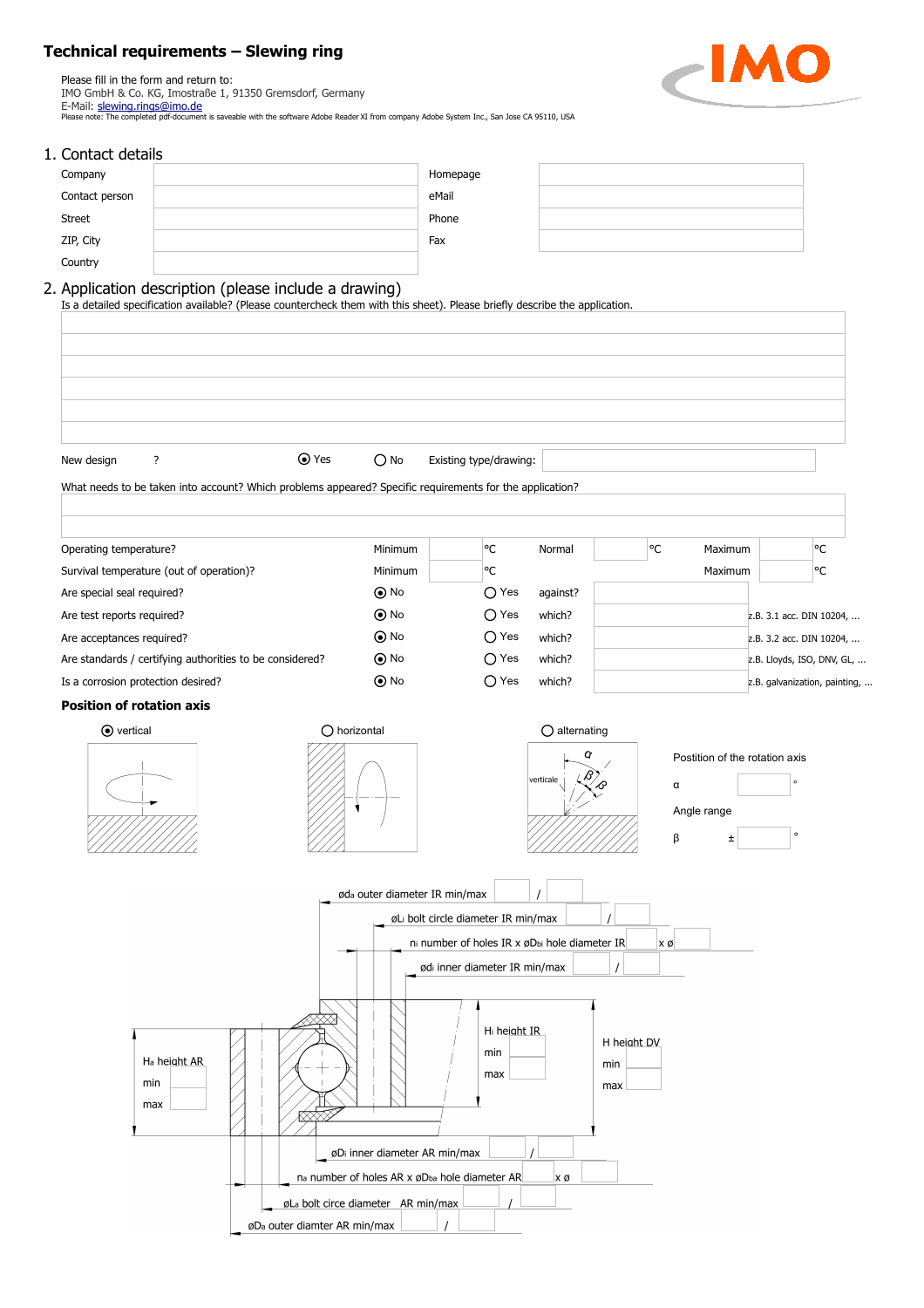## Technical requirements – Slewing ring

Please fill in the form and return to:
IMO GmbH & Co. KG, Imostraße 1, 91350 Gremsdorf, Germany
E-Mail: slewing.rings@imo.de
Please note: The completed pdf-document is saveable with the software Adobe Reader XI from company Adobe System Inc., San Jose CA 95110, USA

IMO

## 1. Contact details

| | | | |
|---|---|---|---|
| Company | | Homepage | |
| Contact person | | eMail | |
| Street | | Phone | |
| ZIP, City | | Fax | |
| Country | | | |

## 2. Application description (please include a drawing)

Is a detailed specification available? (Please countercheck them with this sheet). Please briefly describe the application.

New design ? ◉ Yes ○ No Existing type/drawing:

What needs to be taken into account? Which problems appeared? Specific requirements for the application?

| | | | | | | | | |
|---|---|---|---|---|---|---|---|---|
| Operating temperature? | Minimum | °C | Normal | °C | Maximum | °C | | |
| Survival temperature (out of operation)? | Minimum | °C | | | Maximum | °C | | |
| Are special seal required? | ◉ No | ○ Yes | against? | | | | | |
| Are test reports required? | ◉ No | ○ Yes | which? | z.B. 3.1 acc. DIN 10204, ... | | | | |
| Are acceptances required? | ◉ No | ○ Yes | which? | z.B. 3.2 acc. DIN 10204, ... | | | | |
| Are standards / certifying authorities to be considered? | ◉ No | ○ Yes | which? | z.B. Lloyds, ISO, DNV, GL, ... | | | | |
| Is a corrosion protection desired? | ◉ No | ○ Yes | which? | z.B. galvanization, painting, ... | | | | |

**Position of rotation axis**

◉ vertical ○ horizontal ○ alternating

verticale, α, β

Postition of the rotation axis

α °

Angle range

β ± °

$\varnothing d_a$ outer diameter IR min/max /

$\varnothing L_i$ bolt circle diameter IR min/max /

$n_i$ number of holes IR x $\varnothing D_{bi}$ hole diameter IR x ø

$\varnothing d_i$ inner diameter IR min/max /

$H_i$ height IR min max

H height DV min max

$H_a$ height AR min max

$\varnothing D_i$ inner diameter AR min/max /

$n_a$ number of holes AR x $\varnothing D_{ba}$ hole diameter AR x ø

$\varnothing L_a$ bolt circe diameter AR min/max /

$\varnothing D_a$ outer diamter AR min/max /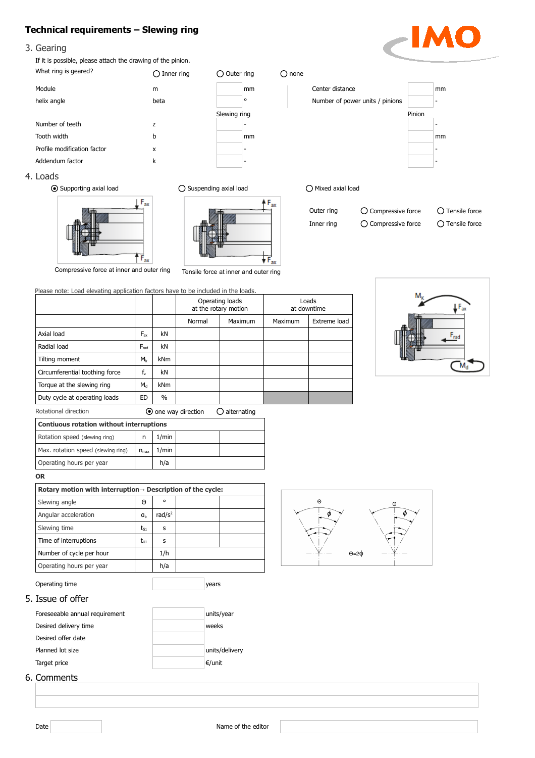## Technical requirements – Slewing ring

### 3. Gearing

If it is possible, please attach the drawing of the pinion.

What ring is geared? ○ Inner ring ○ Outer ring ○ none

| | | Slewing ring | | Pinion | |
|---|---|---|---|---|---|
| Module | m | | mm | | |
| helix angle | beta | | ° | | |
| Number of teeth | z | | - | | - |
| Tooth width | b | | mm | | mm |
| Profile modification factor | x | | - | | - |
| Addendum factor | k | | - | | - |

Center distance: ___ mm

Number of power units / pinions: ___ -

### 4. Loads

◉ Supporting axial load ○ Suspending axial load ○ Mixed axial load

$F_{ax}$

Compressive force at inner and outer ring

$F_{ax}$

Tensile force at inner and outer ring

Outer ring ○ Compressive force ○ Tensile force

Inner ring ○ Compressive force ○ Tensile force

Please note: Load elevating application factors have to be included in the loads.

| | | | Operating loads at the rotary motion | | Loads at downtime | |
|---|---|---|---|---|---|---|
| | | | Normal | Maximum | Maximum | Extreme load |
| Axial load | $F_{ax}$ | kN | | | | |
| Radial load | $F_{rad}$ | kN | | | | |
| Tilting moment | $M_k$ | kNm | | | | |
| Circumferential toothing force | $f_z$ | kN | | | | |
| Torque at the slewing ring | $M_d$ | kNm | | | | |
| Duty cycle at operating loads | ED | % | | | | |

$M_k$, $F_{ax}$, $F_{rad}$, $M_d$

Rotational direction ◉ one way direction ○ alternating

| **Contiuous rotation without interruptions** | | | | |
|---|---|---|---|---|
| Rotation speed (slewing ring) | n | 1/min | | |
| Max. rotation speed (slewing ring) | $n_{max}$ | 1/min | | |
| Operating hours per year | | h/a | | |

**OR**

| **Rotary motion with interruption→ Description of the cycle:** | | | | |
|---|---|---|---|---|
| Slewing angle | Θ | ° | | |
| Angular acceleration | $a_b$ | rad/s² | | |
| Slewing time | $t_{S1}$ | s | | |
| Time of interruptions | $t_{U1}$ | s | | |
| Number of cycle per hour | | 1/h | | |
| Operating hours per year | | h/a | | |

Θ, ϕ, Θ, ϕ, Θ=2ϕ

Operating time ___ years

### 5. Issue of offer

Foreseeable annual requirement ___ units/year

Desired delivery time ___ weeks

Desired offer date ___

Planned lot size ___ units/delivery

Target price ___ €/unit

### 6. Comments

Date ___ Name of the editor ___